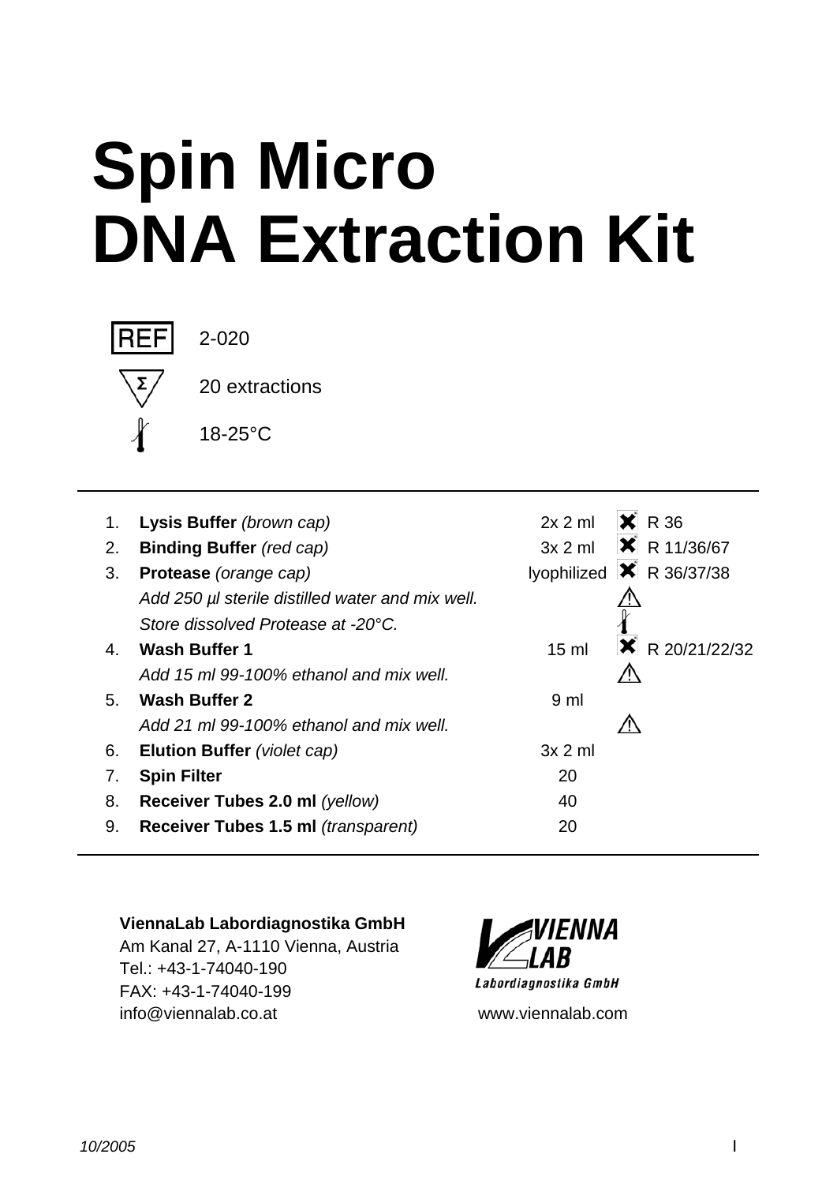# Spin Micro DNA Extraction Kit

REF 2-020

Σ 20 extractions

18-25°C

| | | | | |
|---|---|---|---|---|
| 1. | **Lysis Buffer** *(brown cap)* | 2x 2 ml | ✖ | R 36 |
| 2. | **Binding Buffer** *(red cap)* | 3x 2 ml | ✖ | R 11/36/67 |
| 3. | **Protease** *(orange cap)* | lyophilized | ✖ | R 36/37/38 |
| | *Add 250 µl sterile distilled water and mix well.* | | ⚠ | |
| | *Store dissolved Protease at -20°C.* | | | |
| 4. | **Wash Buffer 1** | 15 ml | ✖ | R 20/21/22/32 |
| | *Add 15 ml 99-100% ethanol and mix well.* | | ⚠ | |
| 5. | **Wash Buffer 2** | 9 ml | | |
| | *Add 21 ml 99-100% ethanol and mix well.* | | ⚠ | |
| 6. | **Elution Buffer** *(violet cap)* | 3x 2 ml | | |
| 7. | **Spin Filter** | 20 | | |
| 8. | **Receiver Tubes 2.0 ml** *(yellow)* | 40 | | |
| 9. | **Receiver Tubes 1.5 ml** *(transparent)* | 20 | | |

**ViennaLab Labordiagnostika GmbH**
Am Kanal 27, A-1110 Vienna, Austria
Tel.: +43-1-74040-190
FAX: +43-1-74040-199
info@viennalab.co.at

VIENNA LAB Labordiagnostika GmbH
www.viennalab.com

10/2005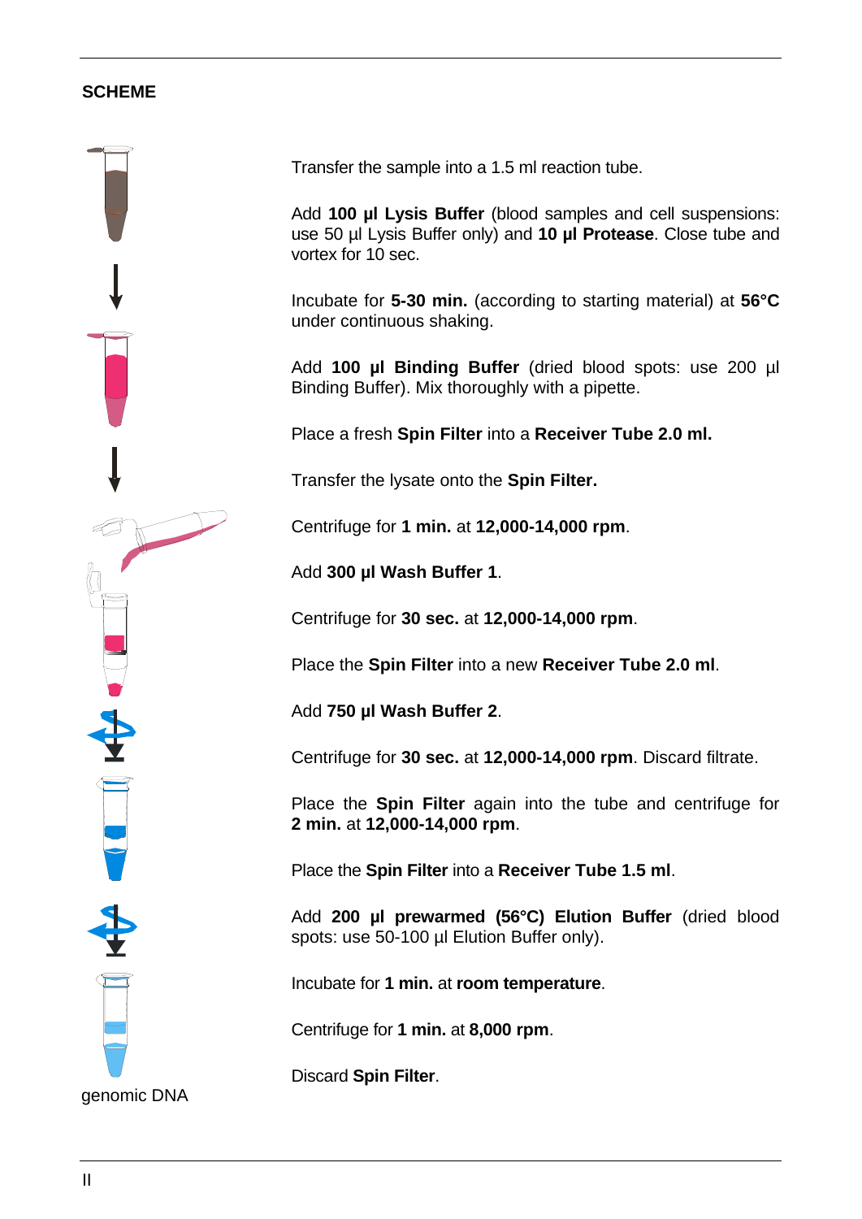## SCHEME

Transfer the sample into a 1.5 ml reaction tube.

Add **100 µl Lysis Buffer** (blood samples and cell suspensions: use 50 µl Lysis Buffer only) and **10 µl Protease**. Close tube and vortex for 10 sec.

Incubate for **5-30 min.** (according to starting material) at **56°C** under continuous shaking.

Add **100 µl Binding Buffer** (dried blood spots: use 200 µl Binding Buffer). Mix thoroughly with a pipette.

Place a fresh **Spin Filter** into a **Receiver Tube 2.0 ml.**

Transfer the lysate onto the **Spin Filter.**

Centrifuge for **1 min.** at **12,000-14,000 rpm**.

Add **300 µl Wash Buffer 1**.

Centrifuge for **30 sec.** at **12,000-14,000 rpm**.

Place the **Spin Filter** into a new **Receiver Tube 2.0 ml**.

Add **750 µl Wash Buffer 2**.

Centrifuge for **30 sec.** at **12,000-14,000 rpm**. Discard filtrate.

Place the **Spin Filter** again into the tube and centrifuge for **2 min.** at **12,000-14,000 rpm**.

Place the **Spin Filter** into a **Receiver Tube 1.5 ml**.

Add **200 µl prewarmed (56°C) Elution Buffer** (dried blood spots: use 50-100 µl Elution Buffer only).

Incubate for **1 min.** at **room temperature**.

Centrifuge for **1 min.** at **8,000 rpm**.

Discard **Spin Filter**.

genomic DNA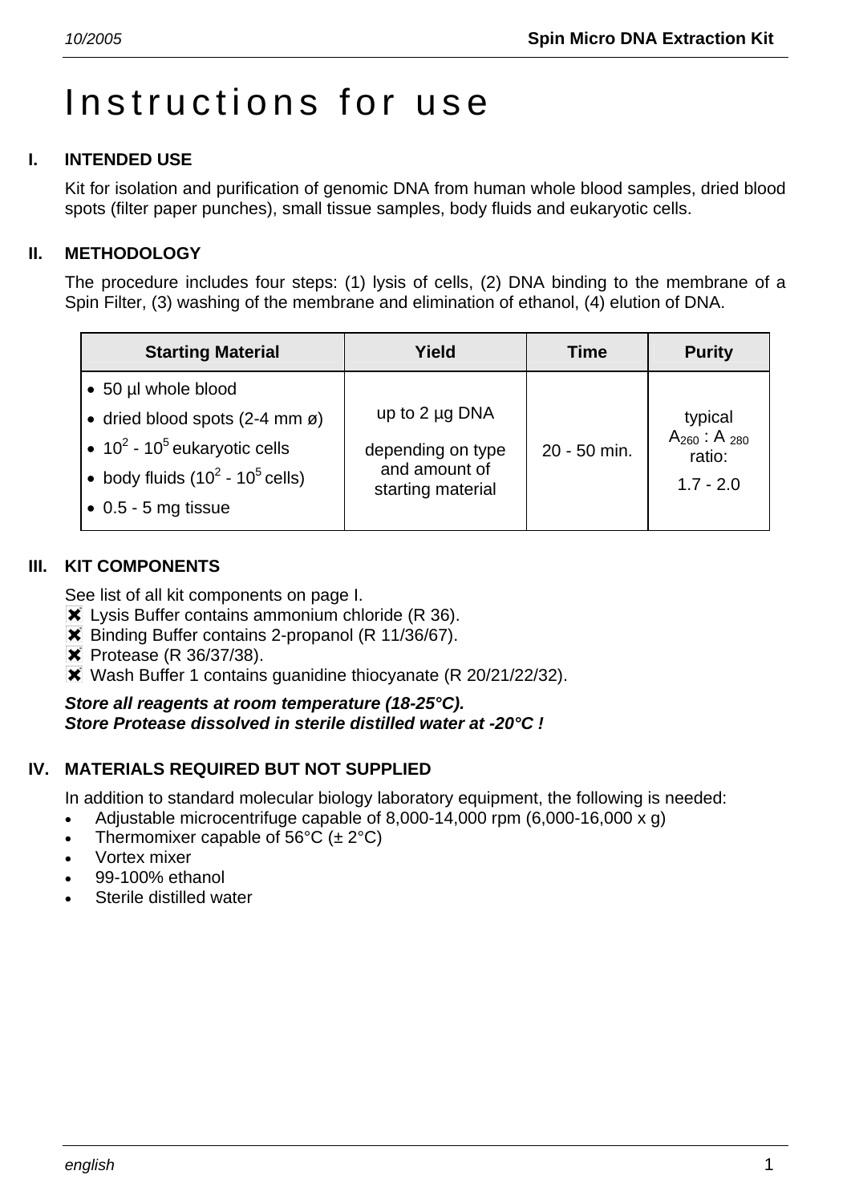# Instructions for use

## I. INTENDED USE

Kit for isolation and purification of genomic DNA from human whole blood samples, dried blood spots (filter paper punches), small tissue samples, body fluids and eukaryotic cells.

## II. METHODOLOGY

The procedure includes four steps: (1) lysis of cells, (2) DNA binding to the membrane of a Spin Filter, (3) washing of the membrane and elimination of ethanol, (4) elution of DNA.

| Starting Material | Yield | Time | Purity |
|---|---|---|---|
| • 50 µl whole blood<br>• dried blood spots (2-4 mm ø)<br>• $10^2$ - $10^5$ eukaryotic cells<br>• body fluids ($10^2$ - $10^5$ cells)<br>• 0.5 - 5 mg tissue | up to 2 µg DNA<br><br>depending on type and amount of starting material | 20 - 50 min. | typical $A_{260}$ : $A_{280}$ ratio:<br>1.7 - 2.0 |

## III. KIT COMPONENTS

See list of all kit components on page I.

- ✖ Lysis Buffer contains ammonium chloride (R 36).
- ✖ Binding Buffer contains 2-propanol (R 11/36/67).
- ✖ Protease (R 36/37/38).
- ✖ Wash Buffer 1 contains guanidine thiocyanate (R 20/21/22/32).

***Store all reagents at room temperature (18-25°C).***
***Store Protease dissolved in sterile distilled water at -20°C !***

## IV. MATERIALS REQUIRED BUT NOT SUPPLIED

In addition to standard molecular biology laboratory equipment, the following is needed:

- Adjustable microcentrifuge capable of 8,000-14,000 rpm (6,000-16,000 x g)
- Thermomixer capable of 56°C (± 2°C)
- Vortex mixer
- 99-100% ethanol
- Sterile distilled water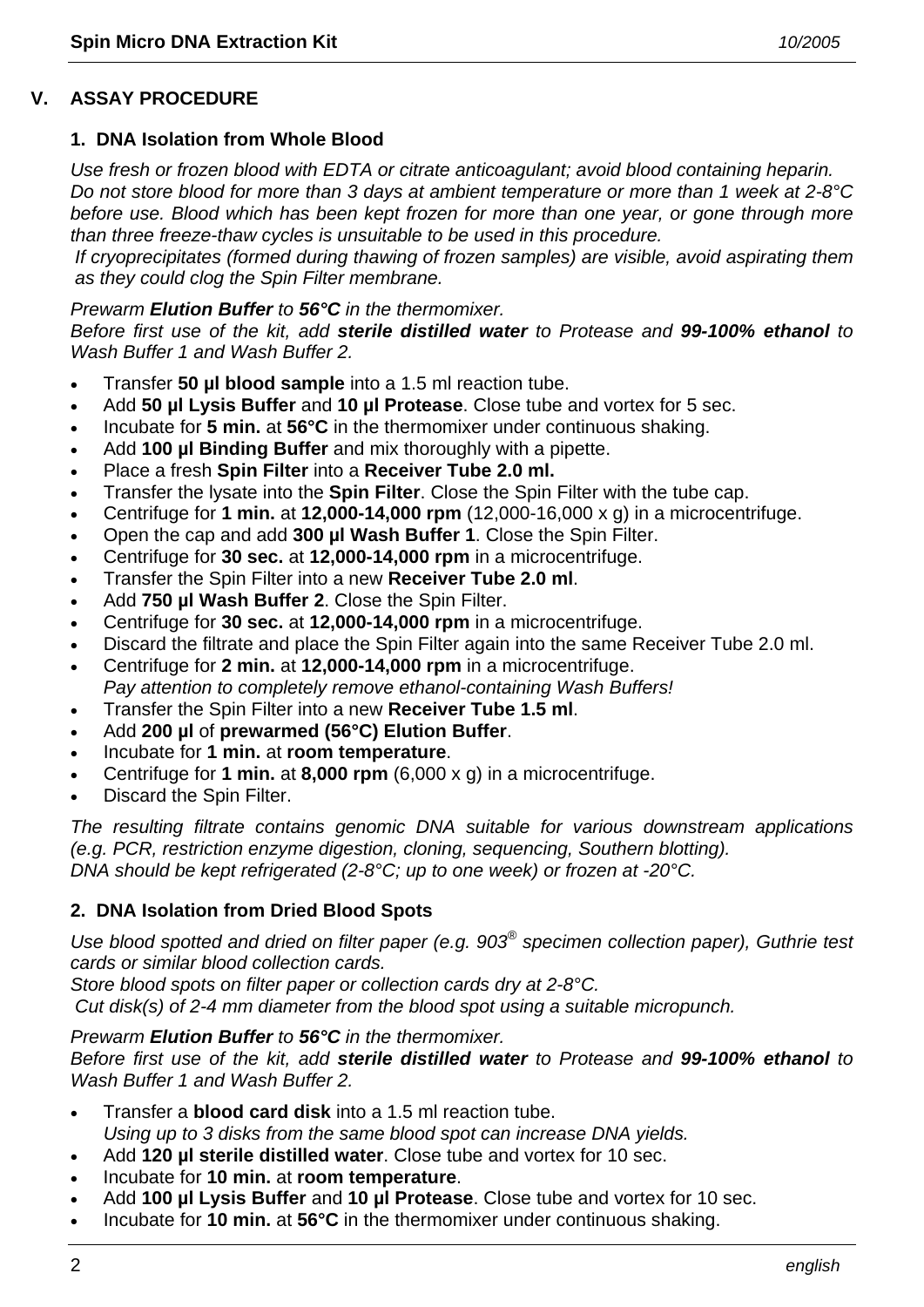## V. ASSAY PROCEDURE

### 1. DNA Isolation from Whole Blood

*Use fresh or frozen blood with EDTA or citrate anticoagulant; avoid blood containing heparin. Do not store blood for more than 3 days at ambient temperature or more than 1 week at 2-8°C before use. Blood which has been kept frozen for more than one year, or gone through more than three freeze-thaw cycles is unsuitable to be used in this procedure.*
*If cryoprecipitates (formed during thawing of frozen samples) are visible, avoid aspirating them as they could clog the Spin Filter membrane.*

*Prewarm **Elution Buffer** to **56°C** in the thermomixer.*
*Before first use of the kit, add **sterile distilled water** to Protease and **99-100% ethanol** to Wash Buffer 1 and Wash Buffer 2.*

- Transfer **50 µl blood sample** into a 1.5 ml reaction tube.
- Add **50 µl Lysis Buffer** and **10 µl Protease**. Close tube and vortex for 5 sec.
- Incubate for **5 min.** at **56°C** in the thermomixer under continuous shaking.
- Add **100 µl Binding Buffer** and mix thoroughly with a pipette.
- Place a fresh **Spin Filter** into a **Receiver Tube 2.0 ml.**
- Transfer the lysate into the **Spin Filter**. Close the Spin Filter with the tube cap.
- Centrifuge for **1 min.** at **12,000-14,000 rpm** (12,000-16,000 x g) in a microcentrifuge.
- Open the cap and add **300 µl Wash Buffer 1**. Close the Spin Filter.
- Centrifuge for **30 sec.** at **12,000-14,000 rpm** in a microcentrifuge.
- Transfer the Spin Filter into a new **Receiver Tube 2.0 ml**.
- Add **750 µl Wash Buffer 2**. Close the Spin Filter.
- Centrifuge for **30 sec.** at **12,000-14,000 rpm** in a microcentrifuge.
- Discard the filtrate and place the Spin Filter again into the same Receiver Tube 2.0 ml.
- Centrifuge for **2 min.** at **12,000-14,000 rpm** in a microcentrifuge.
  *Pay attention to completely remove ethanol-containing Wash Buffers!*
- Transfer the Spin Filter into a new **Receiver Tube 1.5 ml**.
- Add **200 µl** of **prewarmed (56°C) Elution Buffer**.
- Incubate for **1 min.** at **room temperature**.
- Centrifuge for **1 min.** at **8,000 rpm** (6,000 x g) in a microcentrifuge.
- Discard the Spin Filter.

*The resulting filtrate contains genomic DNA suitable for various downstream applications (e.g. PCR, restriction enzyme digestion, cloning, sequencing, Southern blotting).*
*DNA should be kept refrigerated (2-8°C; up to one week) or frozen at -20°C.*

### 2. DNA Isolation from Dried Blood Spots

*Use blood spotted and dried on filter paper (e.g. 903® specimen collection paper), Guthrie test cards or similar blood collection cards.*
*Store blood spots on filter paper or collection cards dry at 2-8°C.*
*Cut disk(s) of 2-4 mm diameter from the blood spot using a suitable micropunch.*

*Prewarm **Elution Buffer** to **56°C** in the thermomixer.*
*Before first use of the kit, add **sterile distilled water** to Protease and **99-100% ethanol** to Wash Buffer 1 and Wash Buffer 2.*

- Transfer a **blood card disk** into a 1.5 ml reaction tube.
  *Using up to 3 disks from the same blood spot can increase DNA yields.*
- Add **120 µl sterile distilled water**. Close tube and vortex for 10 sec.
- Incubate for **10 min.** at **room temperature**.
- Add **100 µl Lysis Buffer** and **10 µl Protease**. Close tube and vortex for 10 sec.
- Incubate for **10 min.** at **56°C** in the thermomixer under continuous shaking.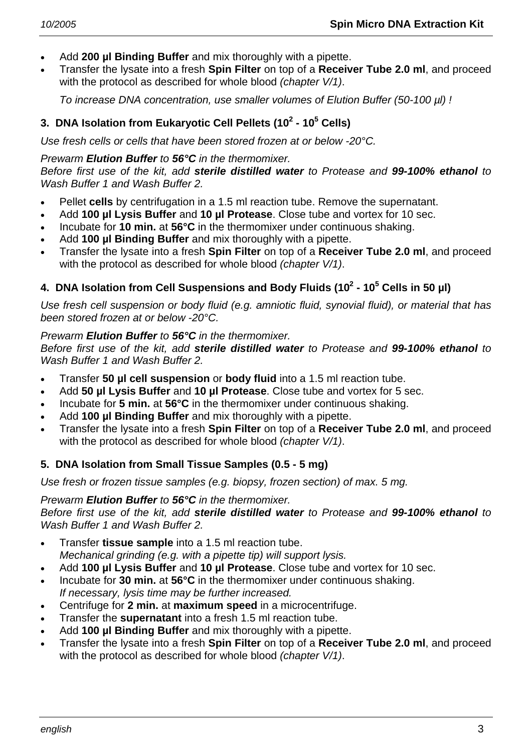- Add **200 µl Binding Buffer** and mix thoroughly with a pipette.
- Transfer the lysate into a fresh **Spin Filter** on top of a **Receiver Tube 2.0 ml**, and proceed with the protocol as described for whole blood *(chapter V/1)*.

  *To increase DNA concentration, use smaller volumes of Elution Buffer (50-100 µl) !*

### 3. DNA Isolation from Eukaryotic Cell Pellets ($10^2$ - $10^5$ Cells)

*Use fresh cells or cells that have been stored frozen at or below -20°C.*

*Prewarm* ***Elution Buffer*** *to* ***56°C*** *in the thermomixer.*
*Before first use of the kit, add* ***sterile distilled water*** *to Protease and* ***99-100% ethanol*** *to Wash Buffer 1 and Wash Buffer 2.*

- Pellet **cells** by centrifugation in a 1.5 ml reaction tube. Remove the supernatant.
- Add **100 µl Lysis Buffer** and **10 µl Protease**. Close tube and vortex for 10 sec.
- Incubate for **10 min.** at **56°C** in the thermomixer under continuous shaking.
- Add **100 µl Binding Buffer** and mix thoroughly with a pipette.
- Transfer the lysate into a fresh **Spin Filter** on top of a **Receiver Tube 2.0 ml**, and proceed with the protocol as described for whole blood *(chapter V/1)*.

### 4. DNA Isolation from Cell Suspensions and Body Fluids ($10^2$ - $10^5$ Cells in 50 µl)

*Use fresh cell suspension or body fluid (e.g. amniotic fluid, synovial fluid), or material that has been stored frozen at or below -20°C.*

*Prewarm* ***Elution Buffer*** *to* ***56°C*** *in the thermomixer.*
*Before first use of the kit, add* ***sterile distilled water*** *to Protease and* ***99-100% ethanol*** *to Wash Buffer 1 and Wash Buffer 2.*

- Transfer **50 µl cell suspension** or **body fluid** into a 1.5 ml reaction tube.
- Add **50 µl Lysis Buffer** and **10 µl Protease**. Close tube and vortex for 5 sec.
- Incubate for **5 min.** at **56°C** in the thermomixer under continuous shaking.
- Add **100 µl Binding Buffer** and mix thoroughly with a pipette.
- Transfer the lysate into a fresh **Spin Filter** on top of a **Receiver Tube 2.0 ml**, and proceed with the protocol as described for whole blood *(chapter V/1)*.

### 5. DNA Isolation from Small Tissue Samples (0.5 - 5 mg)

*Use fresh or frozen tissue samples (e.g. biopsy, frozen section) of max. 5 mg.*

*Prewarm* ***Elution Buffer*** *to* ***56°C*** *in the thermomixer.*
*Before first use of the kit, add* ***sterile distilled water*** *to Protease and* ***99-100% ethanol*** *to Wash Buffer 1 and Wash Buffer 2.*

- Transfer **tissue sample** into a 1.5 ml reaction tube.
  *Mechanical grinding (e.g. with a pipette tip) will support lysis.*
- Add **100 µl Lysis Buffer** and **10 µl Protease**. Close tube and vortex for 10 sec.
- Incubate for **30 min.** at **56°C** in the thermomixer under continuous shaking.
  *If necessary, lysis time may be further increased.*
- Centrifuge for **2 min.** at **maximum speed** in a microcentrifuge.
- Transfer the **supernatant** into a fresh 1.5 ml reaction tube.
- Add **100 µl Binding Buffer** and mix thoroughly with a pipette.
- Transfer the lysate into a fresh **Spin Filter** on top of a **Receiver Tube 2.0 ml**, and proceed with the protocol as described for whole blood *(chapter V/1)*.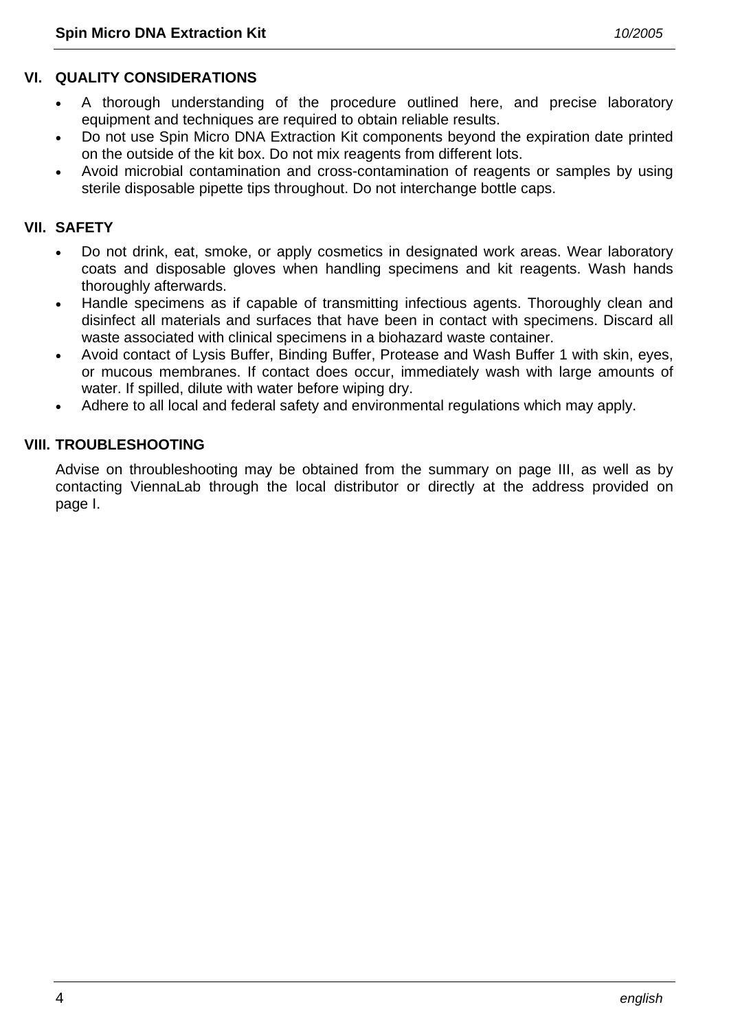## VI. QUALITY CONSIDERATIONS

- A thorough understanding of the procedure outlined here, and precise laboratory equipment and techniques are required to obtain reliable results.
- Do not use Spin Micro DNA Extraction Kit components beyond the expiration date printed on the outside of the kit box. Do not mix reagents from different lots.
- Avoid microbial contamination and cross-contamination of reagents or samples by using sterile disposable pipette tips throughout. Do not interchange bottle caps.

## VII. SAFETY

- Do not drink, eat, smoke, or apply cosmetics in designated work areas. Wear laboratory coats and disposable gloves when handling specimens and kit reagents. Wash hands thoroughly afterwards.
- Handle specimens as if capable of transmitting infectious agents. Thoroughly clean and disinfect all materials and surfaces that have been in contact with specimens. Discard all waste associated with clinical specimens in a biohazard waste container.
- Avoid contact of Lysis Buffer, Binding Buffer, Protease and Wash Buffer 1 with skin, eyes, or mucous membranes. If contact does occur, immediately wash with large amounts of water. If spilled, dilute with water before wiping dry.
- Adhere to all local and federal safety and environmental regulations which may apply.

## VIII. TROUBLESHOOTING

Advise on throubleshooting may be obtained from the summary on page III, as well as by contacting ViennaLab through the local distributor or directly at the address provided on page I.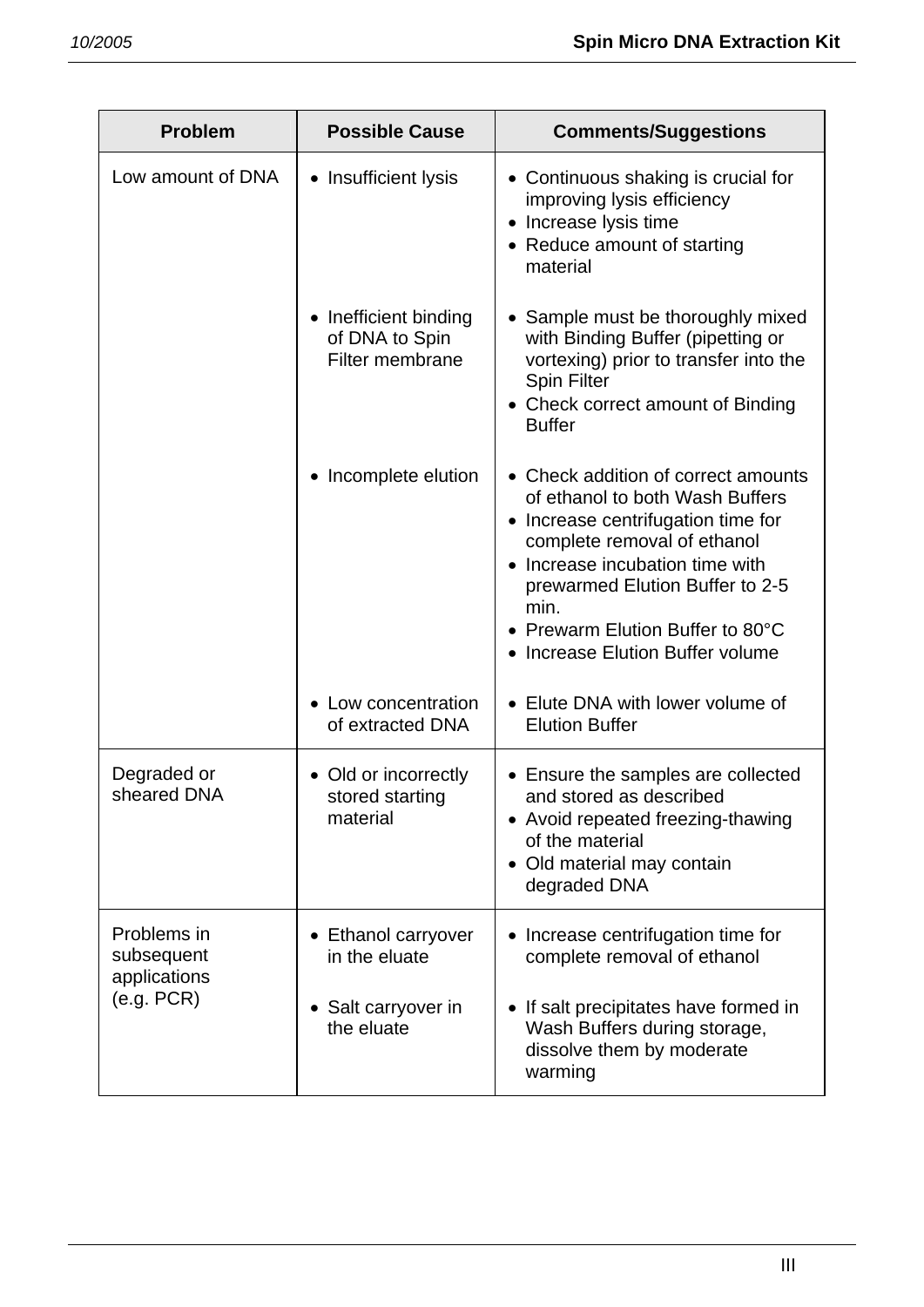| Problem | Possible Cause | Comments/Suggestions |
|---|---|---|
| Low amount of DNA | • Insufficient lysis | • Continuous shaking is crucial for improving lysis efficiency<br>• Increase lysis time<br>• Reduce amount of starting material |
| | • Inefficient binding of DNA to Spin Filter membrane | • Sample must be thoroughly mixed with Binding Buffer (pipetting or vortexing) prior to transfer into the Spin Filter<br>• Check correct amount of Binding Buffer |
| | • Incomplete elution | • Check addition of correct amounts of ethanol to both Wash Buffers<br>• Increase centrifugation time for complete removal of ethanol<br>• Increase incubation time with prewarmed Elution Buffer to 2-5 min.<br>• Prewarm Elution Buffer to 80°C<br>• Increase Elution Buffer volume |
| | • Low concentration of extracted DNA | • Elute DNA with lower volume of Elution Buffer |
| Degraded or sheared DNA | • Old or incorrectly stored starting material | • Ensure the samples are collected and stored as described<br>• Avoid repeated freezing-thawing of the material<br>• Old material may contain degraded DNA |
| Problems in subsequent applications (e.g. PCR) | • Ethanol carryover in the eluate | • Increase centrifugation time for complete removal of ethanol |
| | • Salt carryover in the eluate | • If salt precipitates have formed in Wash Buffers during storage, dissolve them by moderate warming |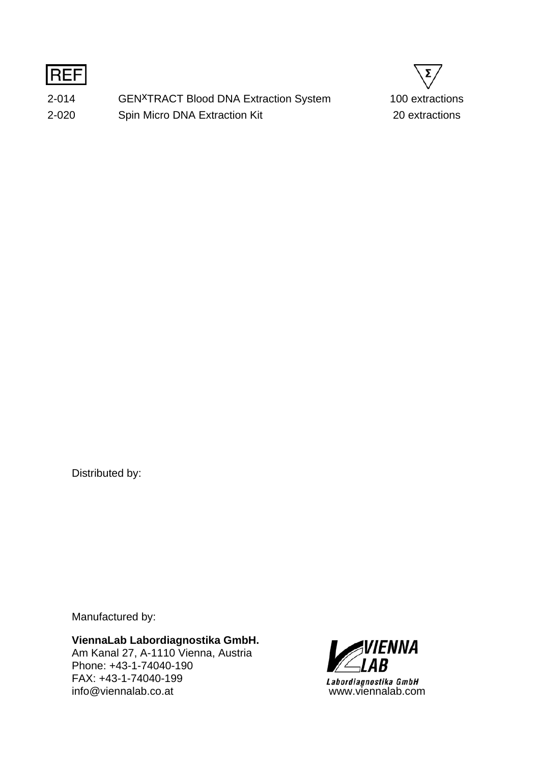| REF | | Σ |
| --- | --- | --- |
| 2-014 | GEN$^{X}$TRACT Blood DNA Extraction System | 100 extractions |
| 2-020 | Spin Micro DNA Extraction Kit | 20 extractions |

Distributed by:

Manufactured by:

**ViennaLab Labordiagnostika GmbH.**
Am Kanal 27, A-1110 Vienna, Austria
Phone: +43-1-74040-190
FAX: +43-1-74040-199
info@viennalab.co.at

VIENNA LAB
Labordiagnostika GmbH
www.viennalab.com